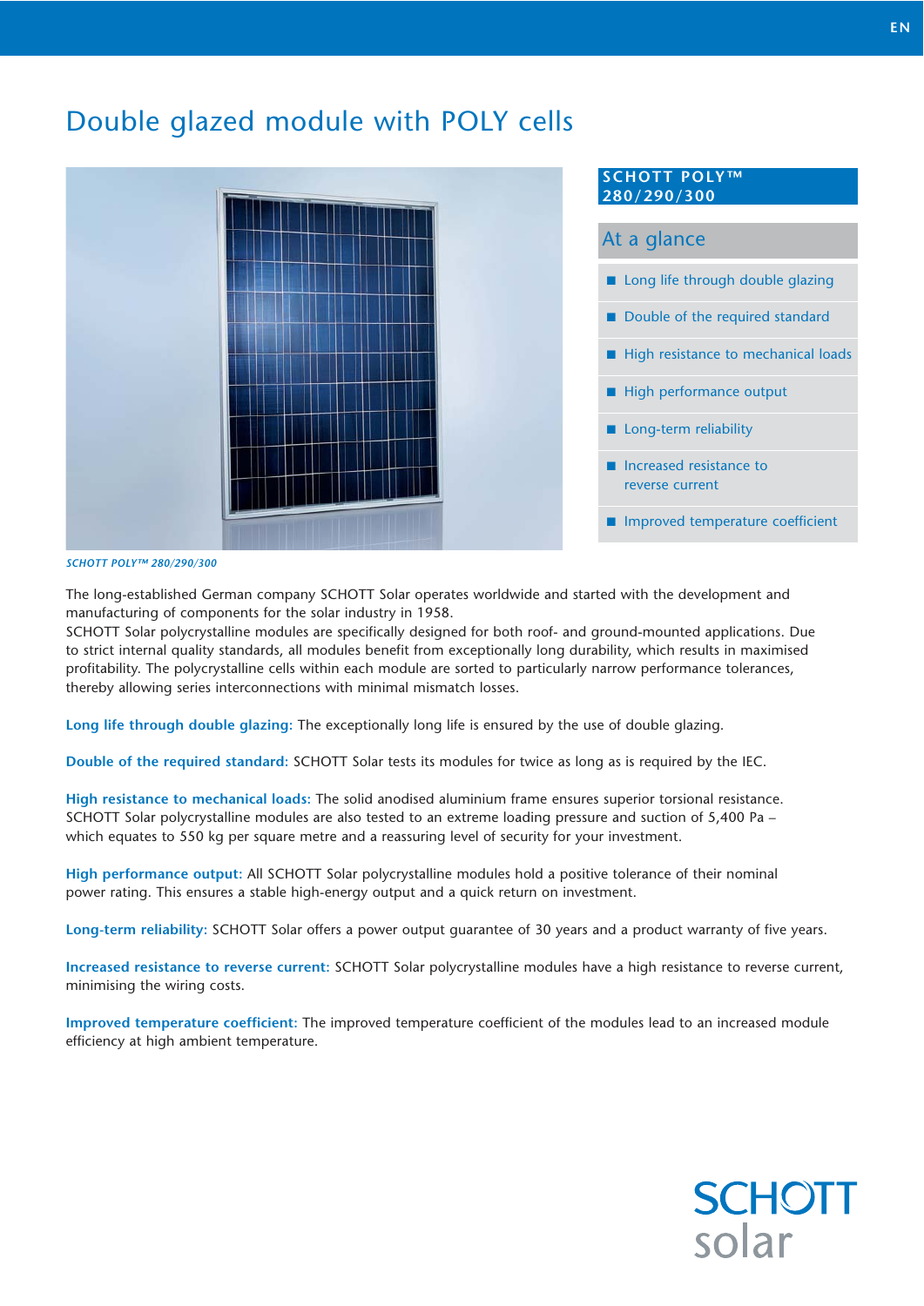# Double glazed module with POLY cells

**SCHOTT POLY™ 280/290/300**

## At a glance

- Long life through double glazing
- Double of the required standard
- High resistance to mechanical loads
- High performance output
- Long-term reliability
- Increased resistance to reverse current
- Improved temperature coefficient

*SCHOTT POLY™ 280/290/300*

The long-established German company SCHOTT Solar operates worldwide and started with the development and manufacturing of components for the solar industry in 1958.
SCHOTT Solar polycrystalline modules are specifically designed for both roof- and ground-mounted applications. Due to strict internal quality standards, all modules benefit from exceptionally long durability, which results in maximised profitability. The polycrystalline cells within each module are sorted to particularly narrow performance tolerances, thereby allowing series interconnections with minimal mismatch losses.

**Long life through double glazing:** The exceptionally long life is ensured by the use of double glazing.

**Double of the required standard:** SCHOTT Solar tests its modules for twice as long as is required by the IEC.

**High resistance to mechanical loads:** The solid anodised aluminium frame ensures superior torsional resistance. SCHOTT Solar polycrystalline modules are also tested to an extreme loading pressure and suction of 5,400 Pa – which equates to 550 kg per square metre and a reassuring level of security for your investment.

**High performance output:** All SCHOTT Solar polycrystalline modules hold a positive tolerance of their nominal power rating. This ensures a stable high-energy output and a quick return on investment.

**Long-term reliability:** SCHOTT Solar offers a power output guarantee of 30 years and a product warranty of five years.

**Increased resistance to reverse current:** SCHOTT Solar polycrystalline modules have a high resistance to reverse current, minimising the wiring costs.

**Improved temperature coefficient:** The improved temperature coefficient of the modules lead to an increased module efficiency at high ambient temperature.

SCHOTT solar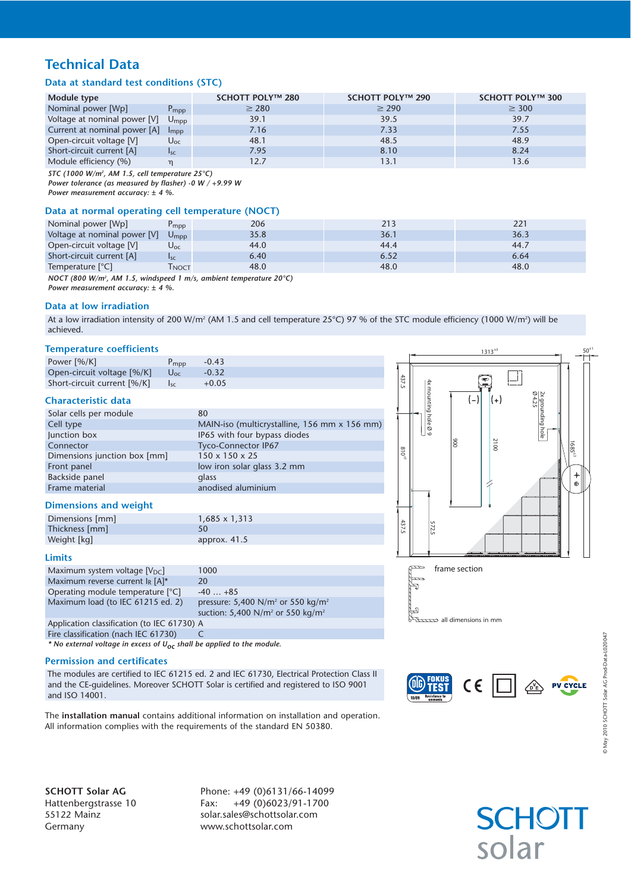# Technical Data

## Data at standard test conditions (STC)

| Module type | | SCHOTT POLY™ 280 | SCHOTT POLY™ 290 | SCHOTT POLY™ 300 |
|---|---|---|---|---|
| Nominal power [Wp] | $P_{mpp}$ | ≥ 280 | ≥ 290 | ≥ 300 |
| Voltage at nominal power [V] | $U_{mpp}$ | 39.1 | 39.5 | 39.7 |
| Current at nominal power [A] | $I_{mpp}$ | 7.16 | 7.33 | 7.55 |
| Open-circuit voltage [V] | $U_{oc}$ | 48.1 | 48.5 | 48.9 |
| Short-circuit current [A] | $I_{sc}$ | 7.95 | 8.10 | 8.24 |
| Module efficiency (%) | $\eta$ | 12.7 | 13.1 | 13.6 |

*STC (1000 W/m², AM 1.5, cell temperature 25°C)*
*Power tolerance (as measured by flasher) -0 W / +9.99 W*
*Power measurement accuracy: ± 4 %.*

## Data at normal operating cell temperature (NOCT)

| | | | | |
|---|---|---|---|---|
| Nominal power [Wp] | $P_{mpp}$ | 206 | 213 | 221 |
| Voltage at nominal power [V] | $U_{mpp}$ | 35.8 | 36.1 | 36.3 |
| Open-circuit voltage [V] | $U_{oc}$ | 44.0 | 44.4 | 44.7 |
| Short-circuit current [A] | $I_{sc}$ | 6.40 | 6.52 | 6.64 |
| Temperature [°C] | $T_{NOCT}$ | 48.0 | 48.0 | 48.0 |

*NOCT (800 W/m², AM 1.5, windspeed 1 m/s, ambient temperature 20°C)*
*Power measurement accuracy: ± 4 %.*

## Data at low irradiation

At a low irradiation intensity of 200 W/m² (AM 1.5 and cell temperature 25°C) 97 % of the STC module efficiency (1000 W/m²) will be achieved.

## Temperature coefficients

| | | |
|---|---|---|
| Power [%/K] | $P_{mpp}$ | -0.43 |
| Open-circuit voltage [%/K] | $U_{oc}$ | -0.32 |
| Short-circuit current [%/K] | $I_{sc}$ | +0.05 |

## Characteristic data

| | |
|---|---|
| Solar cells per module | 80 |
| Cell type | MAIN-iso (multicrystalline, 156 mm x 156 mm) |
| Junction box | IP65 with four bypass diodes |
| Connector | Tyco-Connector IP67 |
| Dimensions junction box [mm] | 150 x 150 x 25 |
| Front panel | low iron solar glass 3.2 mm |
| Backside panel | glass |
| Frame material | anodised aluminium |

## Dimensions and weight

| | |
|---|---|
| Dimensions [mm] | 1,685 x 1,313 |
| Thickness [mm] | 50 |
| Weight [kg] | approx. 41.5 |

## Limits

| | |
|---|---|
| Maximum system voltage [$V_{DC}$] | 1000 |
| Maximum reverse current $I_R$ [A]* | 20 |
| Operating module temperature [°C] | -40 … +85 |
| Maximum load (to IEC 61215 ed. 2) | pressure: 5,400 N/m² or 550 kg/m² suction: 5,400 N/m² or 550 kg/m² |
| Application classification (to IEC 61730) | A |
| Fire classification (nach IEC 61730) | C |

*\* No external voltage in excess of $U_{OC}$ shall be applied to the module.*

1313±3
50±1
437.5
4x mounting hole Ø 9
(−)
(+)
2x grounding hole Ø 4.25
810±1
900
2100
1685±3
437.5
572.5
frame section
all dimensions in mm

## Permission and certificates

The modules are certified to IEC 61215 ed. 2 and IEC 61730, Electrical Protection Class II and the CE-guidelines. Moreover SCHOTT Solar is certified and registered to ISO 9001 and ISO 14001.

The **installation manual** contains additional information on installation and operation. All information complies with the requirements of the standard EN 50380.

© May 2010 SCHOTT Solar AG Prod-Data-L020047

**SCHOTT Solar AG**
Hattenbergstrasse 10
55122 Mainz
Germany

Phone: +49 (0)6131/66-14099
Fax: +49 (0)6023/91-1700
solar.sales@schottsolar.com
www.schottsolar.com

SCHOTT solar